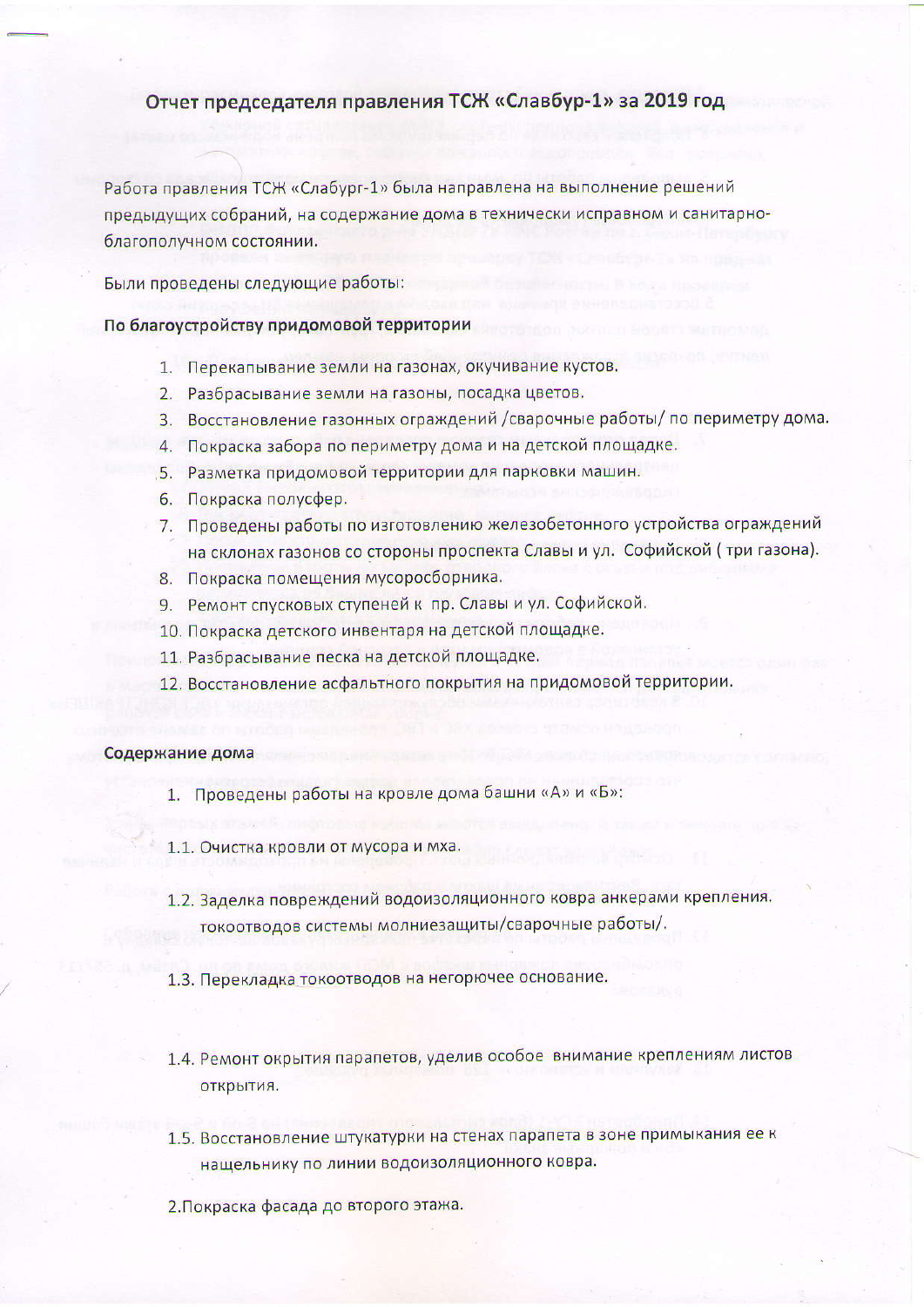# Отчет председателя правления ТСЖ «Славбур-1» за 2019 год

Работа правления ТСЖ «Слабург-1» была направлена на выполнение решений предыдущих собраний, на содержание дома в технически исправном и санитарно-благополучном состоянии.

Были проведены следующие работы:

**По благоустройству придомовой территории**

1. Перекапывание земли на газонах, окучивание кустов.
2. Разбрасывание земли на газоны, посадка цветов.
3. Восстановление газонных ограждений /сварочные работы/ по периметру дома.
4. Покраска забора по периметру дома и на детской площадке.
5. Разметка придомовой территории для парковки машин.
6. Покраска полусфер.
7. Проведены работы по изготовлению железобетонного устройства ограждений на склонах газонов со стороны проспекта Славы и ул. Софийской ( три газона).
8. Покраска помещения мусоросборника.
9. Ремонт спусковых ступеней к пр. Славы и ул. Софийской.
10. Покраска детского инвентаря на детской площадке.
11. Разбрасывание песка на детской площадке.
12. Восстановление асфальтного покрытия на придомовой территории.

**Содержание дома**

1. Проведены работы на кровле дома башни «А» и «Б»:

1.1. Очистка кровли от мусора и мха.

1.2. Заделка повреждений водоизоляционного ковра анкерами крепления. токоотводов системы молниезащиты/сварочные работы/.

1.3. Перекладка токоотводов на негорючее основание.

1.4. Ремонт окрытия парапетов, уделив особое внимание креплениям листов окрытия.

1.5. Восстановление штукатурки на стенах парапета в зоне примыкания ее к нащельнику по линии водоизоляционного ковра.

2.Покраска фасада до второго этажа.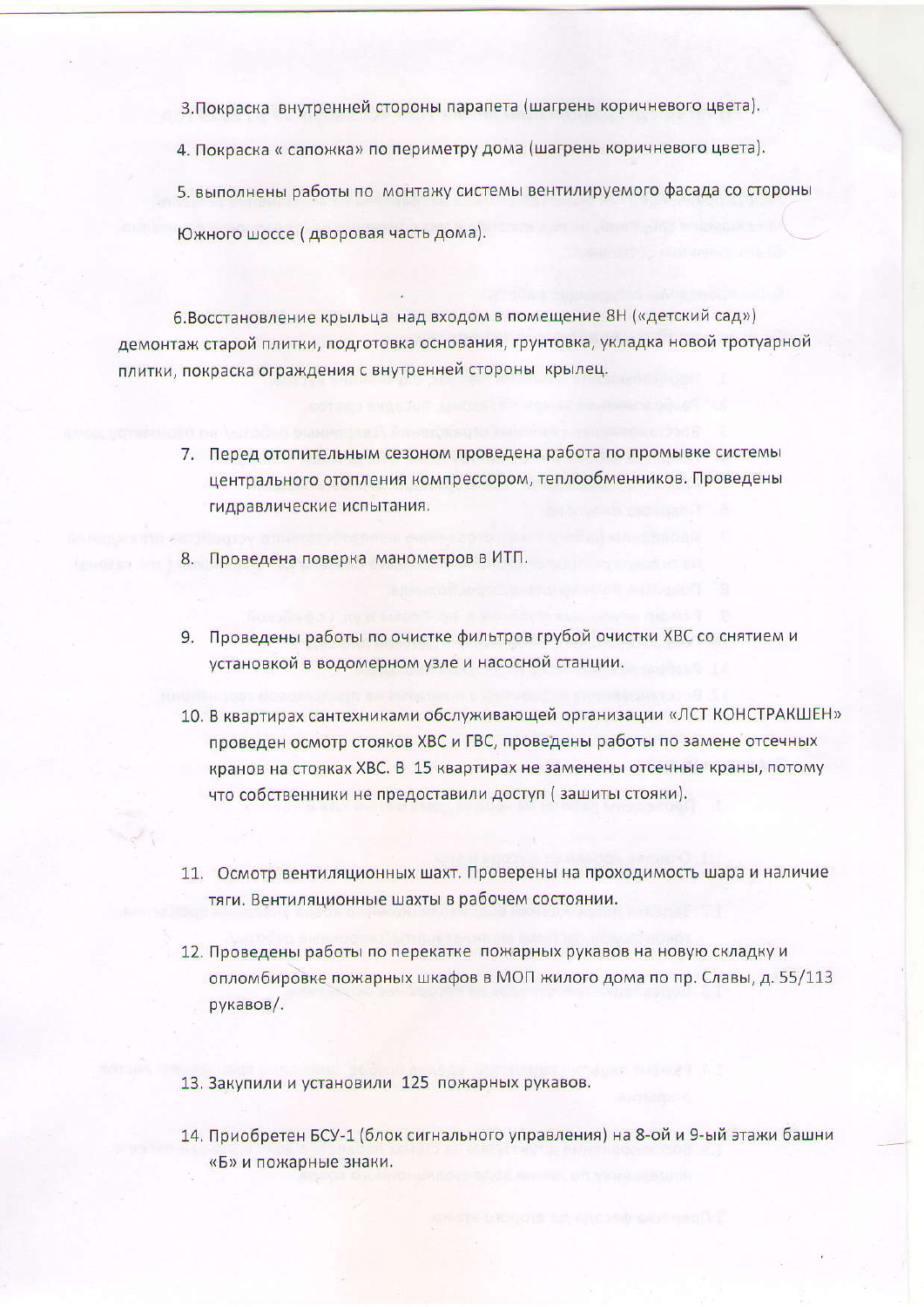3.Покраска внутренней стороны парапета (шагрень коричневого цвета).

4. Покраска « сапожка» по периметру дома (шагрень коричневого цвета).

5. выполнены работы по монтажу системы вентилируемого фасада со стороны Южного шоссе ( дворовая часть дома).

6.Восстановление крыльца над входом в помещение 8Н («детский сад») демонтаж старой плитки, подготовка основания, грунтовка, укладка новой тротуарной плитки, покраска ограждения с внутренней стороны крылец.

7. Перед отопительным сезоном проведена работа по промывке системы центрального отопления компрессором, теплообменников. Проведены гидравлические испытания.

8. Проведена поверка манометров в ИТП.

9. Проведены работы по очистке фильтров грубой очистки ХВС со снятием и установкой в водомерном узле и насосной станции.

10. В квартирах сантехниками обслуживающей организации «ЛСТ КОНСТРАКШЕН» проведен осмотр стояков ХВС и ГВС, проведены работы по замене отсечных кранов на стояках ХВС. В 15 квартирах не заменены отсечные краны, потому что собственники не предоставили доступ ( зашиты стояки).

11. Осмотр вентиляционных шахт. Проверены на проходимость шара и наличие тяги. Вентиляционные шахты в рабочем состоянии.

12. Проведены работы по перекатке пожарных рукавов на новую складку и опломбировке пожарных шкафов в МОП жилого дома по пр. Славы, д. 55/113 рукавов/.

13. Закупили и установили 125 пожарных рукавов.

14. Приобретен БСУ-1 (блок сигнального управления) на 8-ой и 9-ый этажи башни «Б» и пожарные знаки.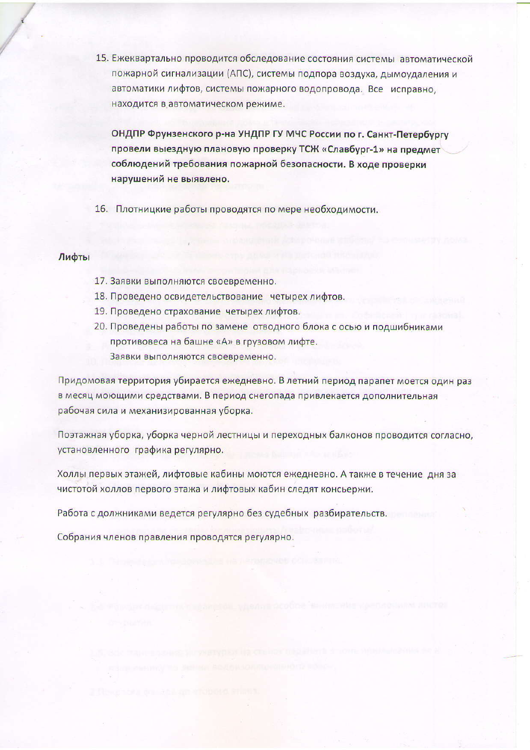15. Ежеквартально проводится обследование состояния системы автоматической пожарной сигнализации (АПС), системы подпора воздуха, дымоудаления и автоматики лифтов, системы пожарного водопровода. Все исправно, находится в автоматическом режиме.

    **ОНДПР Фрунзенского р-на УНДПР ГУ МЧС России по г. Санкт-Петербургу провели выездную плановую проверку ТСЖ «Славбург-1» на предмет соблюдений требования пожарной безопасности. В ходе проверки нарушений не выявлено.**

16. Плотницкие работы проводятся по мере необходимости.

**Лифты**

17. Заявки выполняются своевременно.
18. Проведено освидетельствование четырех лифтов.
19. Проведено страхование четырех лифтов.
20. Проведены работы по замене отводного блока с осью и подшибниками противовеса на башне «А» в грузовом лифте.

    Заявки выполняются своевременно.

Придомовая территория убирается ежедневно. В летний период парапет моется один раз в месяц моющими средствами. В период снегопада привлекается дополнительная рабочая сила и механизированная уборка.

Поэтажная уборка, уборка черной лестницы и переходных балконов проводится согласно, установленного графика регулярно.

Холлы первых этажей, лифтовые кабины моются ежедневно. А также в течение дня за чистотой холлов первого этажа и лифтовых кабин следят консьержи.

Работа с должниками ведется регулярно без судебных разбирательств.

Собрания членов правления проводятся регулярно.